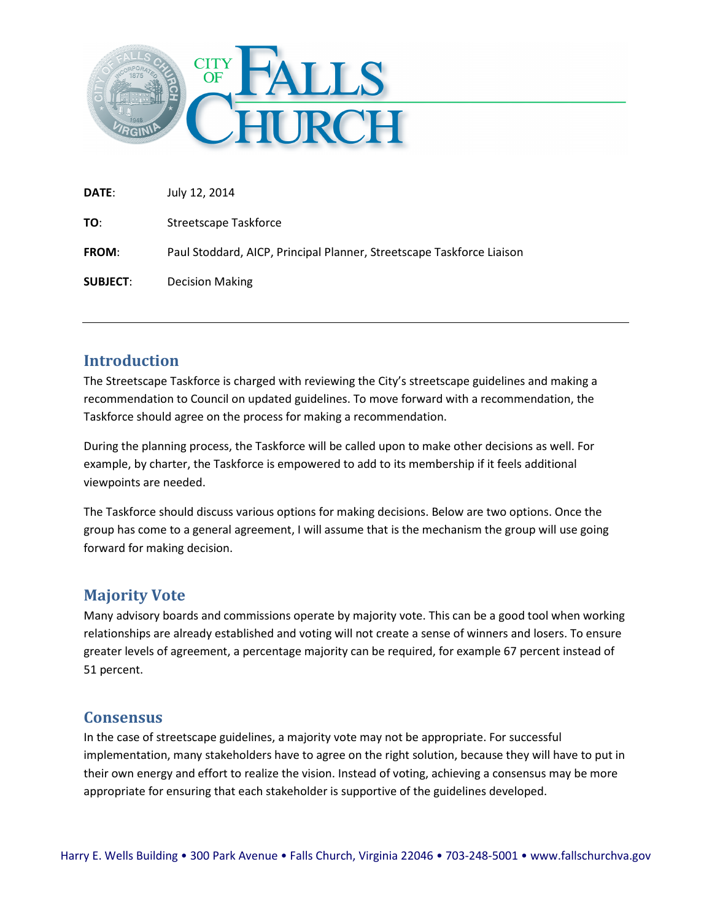**CITY OF FALLS CHURCH**

**DATE**: July 12, 2014

**TO**: Streetscape Taskforce

**FROM**: Paul Stoddard, AICP, Principal Planner, Streetscape Taskforce Liaison

**SUBJECT**: Decision Making

---

## Introduction

The Streetscape Taskforce is charged with reviewing the City's streetscape guidelines and making a recommendation to Council on updated guidelines. To move forward with a recommendation, the Taskforce should agree on the process for making a recommendation.

During the planning process, the Taskforce will be called upon to make other decisions as well. For example, by charter, the Taskforce is empowered to add to its membership if it feels additional viewpoints are needed.

The Taskforce should discuss various options for making decisions. Below are two options. Once the group has come to a general agreement, I will assume that is the mechanism the group will use going forward for making decision.

## Majority Vote

Many advisory boards and commissions operate by majority vote. This can be a good tool when working relationships are already established and voting will not create a sense of winners and losers. To ensure greater levels of agreement, a percentage majority can be required, for example 67 percent instead of 51 percent.

## Consensus

In the case of streetscape guidelines, a majority vote may not be appropriate. For successful implementation, many stakeholders have to agree on the right solution, because they will have to put in their own energy and effort to realize the vision. Instead of voting, achieving a consensus may be more appropriate for ensuring that each stakeholder is supportive of the guidelines developed.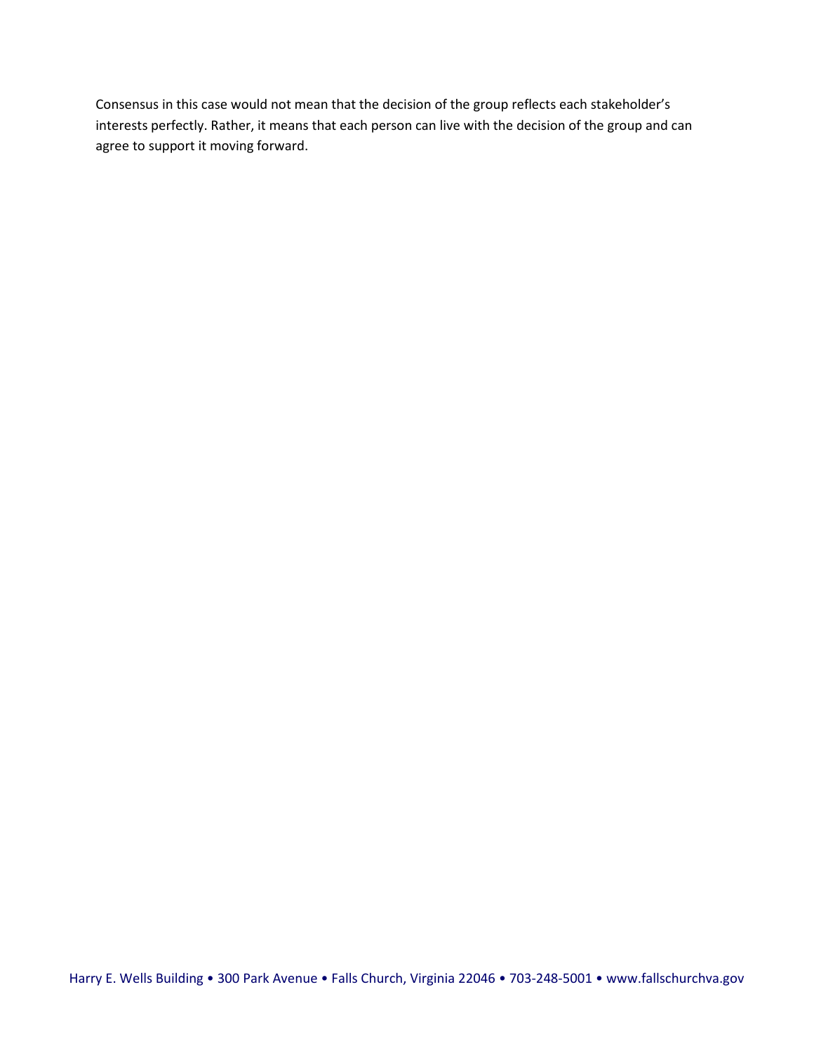Consensus in this case would not mean that the decision of the group reflects each stakeholder's interests perfectly. Rather, it means that each person can live with the decision of the group and can agree to support it moving forward.